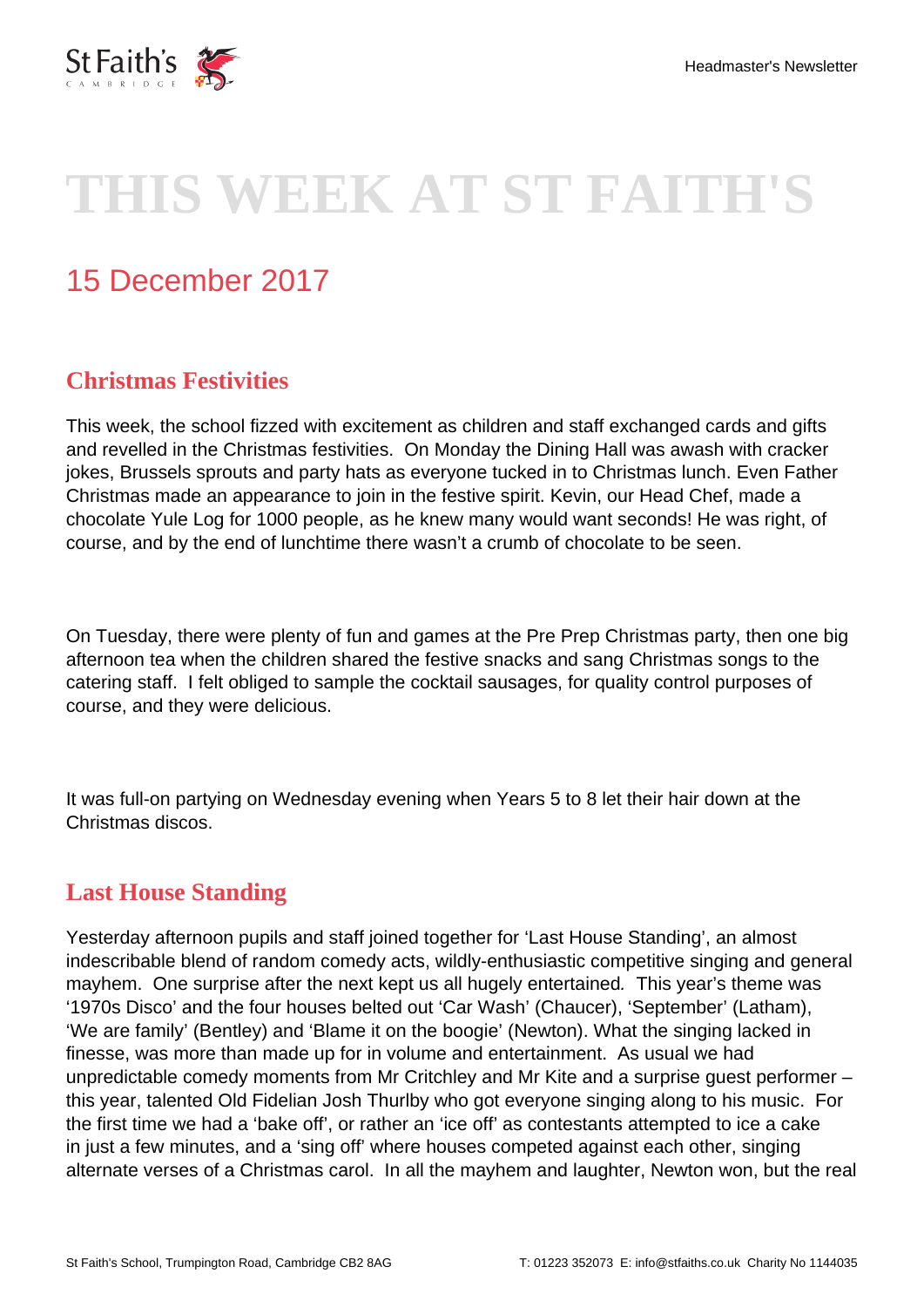# THIS WEEK AT ST FAITH'S

## 15 December 2017

### Christmas Festivities

This week, the school fizzed with excitement as children and staff exchanged cards and gifts and revelled in the Christmas festivities. On Monday the Dining Hall was awash with cracker jokes, Brussels sprouts and party hats as everyone tucked in to Christmas lunch. Even Father Christmas made an appearance to join in the festive spirit. Kevin, our Head Chef, made a chocolate Yule Log for 1000 people, as he knew many would want seconds! He was right, of course, and by the end of lunchtime there wasn't a crumb of chocolate to be seen.

On Tuesday, there were plenty of fun and games at the Pre Prep Christmas party, then one big afternoon tea when the children shared the festive snacks and sang Christmas songs to the catering staff. I felt obliged to sample the cocktail sausages, for quality control purposes of course, and they were delicious.

It was full-on partying on Wednesday evening when Years 5 to 8 let their hair down at the Christmas discos.

### Last House Standing

Yesterday afternoon pupils and staff joined together for 'Last House Standing', an almost indescribable blend of random comedy acts, wildly-enthusiastic competitive singing and general mayhem. One surprise after the next kept us all hugely entertained. This year's theme was '1970s Disco' and the four houses belted out 'Car Wash' (Chaucer), 'September' (Latham), 'We are family' (Bentley) and 'Blame it on the boogie' (Newton). What the singing lacked in finesse, was more than made up for in volume and entertainment. As usual we had unpredictable comedy moments from Mr Critchley and Mr Kite and a surprise guest performer – this year, talented Old Fidelian Josh Thurlby who got everyone singing along to his music. For the first time we had a 'bake off', or rather an 'ice off' as contestants attempted to ice a cake in just a few minutes, and a 'sing off' where houses competed against each other, singing alternate verses of a Christmas carol. In all the mayhem and laughter, Newton won, but the real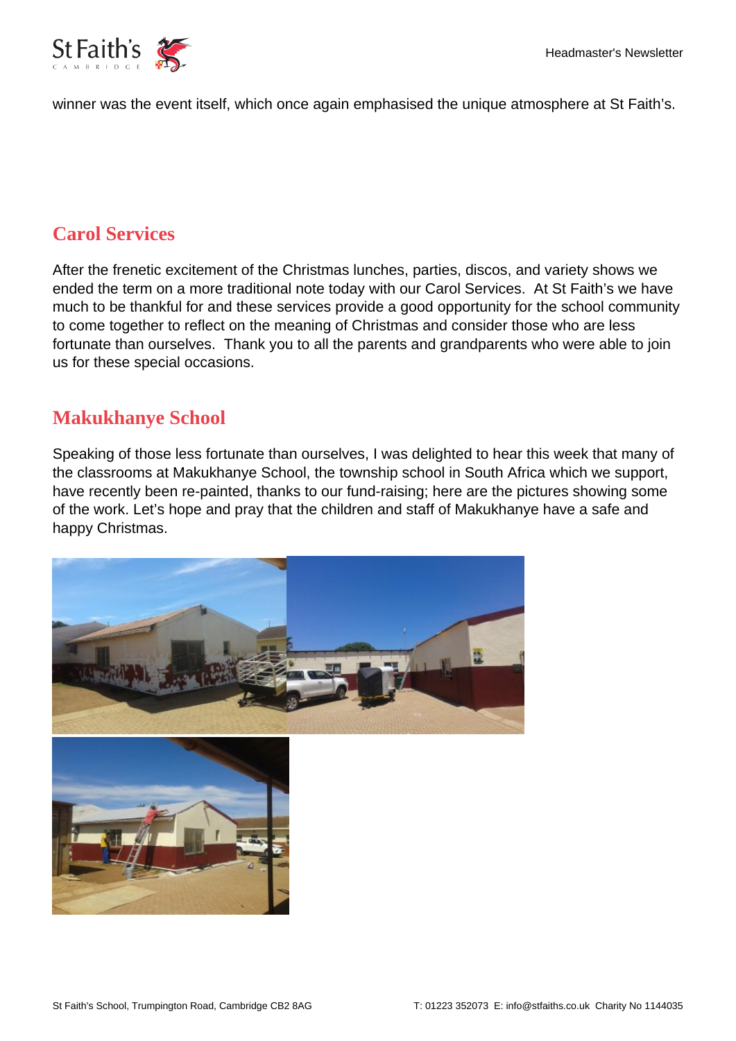winner was the event itself, which once again emphasised the unique atmosphere at St Faith's.

## Carol Services

After the frenetic excitement of the Christmas lunches, parties, discos, and variety shows we ended the term on a more traditional note today with our Carol Services. At St Faith's we have much to be thankful for and these services provide a good opportunity for the school community to come together to reflect on the meaning of Christmas and consider those who are less fortunate than ourselves. Thank you to all the parents and grandparents who were able to join us for these special occasions.

## Makukhanye School

Speaking of those less fortunate than ourselves, I was delighted to hear this week that many of the classrooms at Makukhanye School, the township school in South Africa which we support, have recently been re-painted, thanks to our fund-raising; here are the pictures showing some of the work. Let's hope and pray that the children and staff of Makukhanye have a safe and happy Christmas.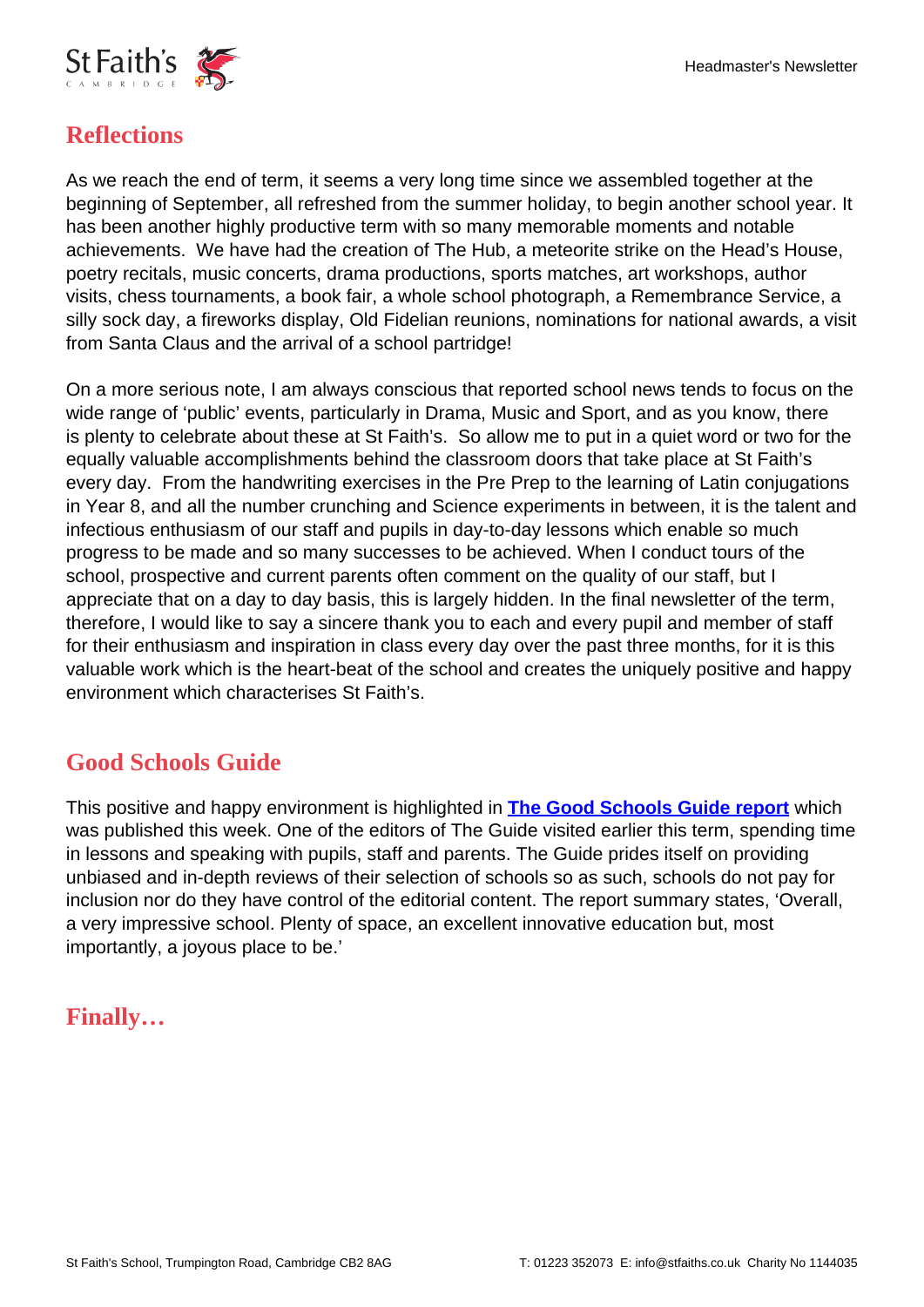## Reflections

As we reach the end of term, it seems a very long time since we assembled together at the beginning of September, all refreshed from the summer holiday, to begin another school year. It has been another highly productive term with so many memorable moments and notable achievements. We have had the creation of The Hub, a meteorite strike on the Head's House, poetry recitals, music concerts, drama productions, sports matches, art workshops, author visits, chess tournaments, a book fair, a whole school photograph, a Remembrance Service, a silly sock day, a fireworks display, Old Fidelian reunions, nominations for national awards, a visit from Santa Claus and the arrival of a school partridge!

On a more serious note, I am always conscious that reported school news tends to focus on the wide range of 'public' events, particularly in Drama, Music and Sport, and as you know, there is plenty to celebrate about these at St Faith's. So allow me to put in a quiet word or two for the equally valuable accomplishments behind the classroom doors that take place at St Faith's every day. From the handwriting exercises in the Pre Prep to the learning of Latin conjugations in Year 8, and all the number crunching and Science experiments in between, it is the talent and infectious enthusiasm of our staff and pupils in day-to-day lessons which enable so much progress to be made and so many successes to be achieved. When I conduct tours of the school, prospective and current parents often comment on the quality of our staff, but I appreciate that on a day to day basis, this is largely hidden. In the final newsletter of the term, therefore, I would like to say a sincere thank you to each and every pupil and member of staff for their enthusiasm and inspiration in class every day over the past three months, for it is this valuable work which is the heart-beat of the school and creates the uniquely positive and happy environment which characterises St Faith's.

## Good Schools Guide

This positive and happy environment is highlighted in **The Good Schools Guide report** which was published this week. One of the editors of The Guide visited earlier this term, spending time in lessons and speaking with pupils, staff and parents. The Guide prides itself on providing unbiased and in-depth reviews of their selection of schools so as such, schools do not pay for inclusion nor do they have control of the editorial content. The report summary states, 'Overall, a very impressive school. Plenty of space, an excellent innovative education but, most importantly, a joyous place to be.'

## Finally…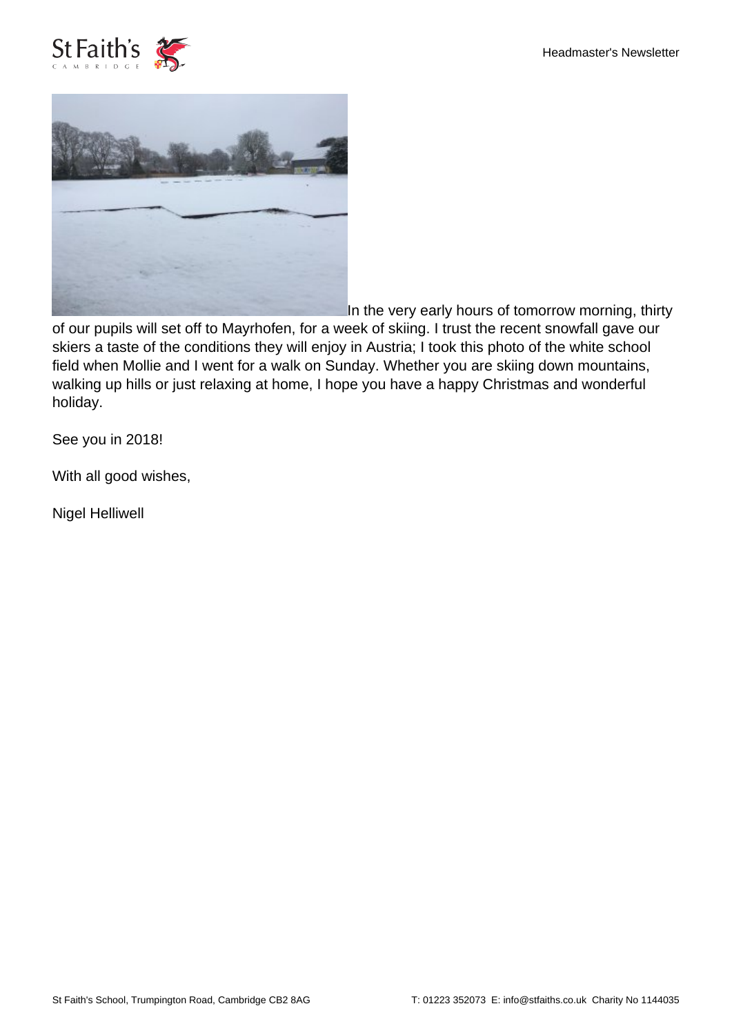In the very early hours of tomorrow morning, thirty of our pupils will set off to Mayrhofen, for a week of skiing. I trust the recent snowfall gave our skiers a taste of the conditions they will enjoy in Austria; I took this photo of the white school field when Mollie and I went for a walk on Sunday. Whether you are skiing down mountains, walking up hills or just relaxing at home, I hope you have a happy Christmas and wonderful holiday.

See you in 2018!

With all good wishes,

Nigel Helliwell